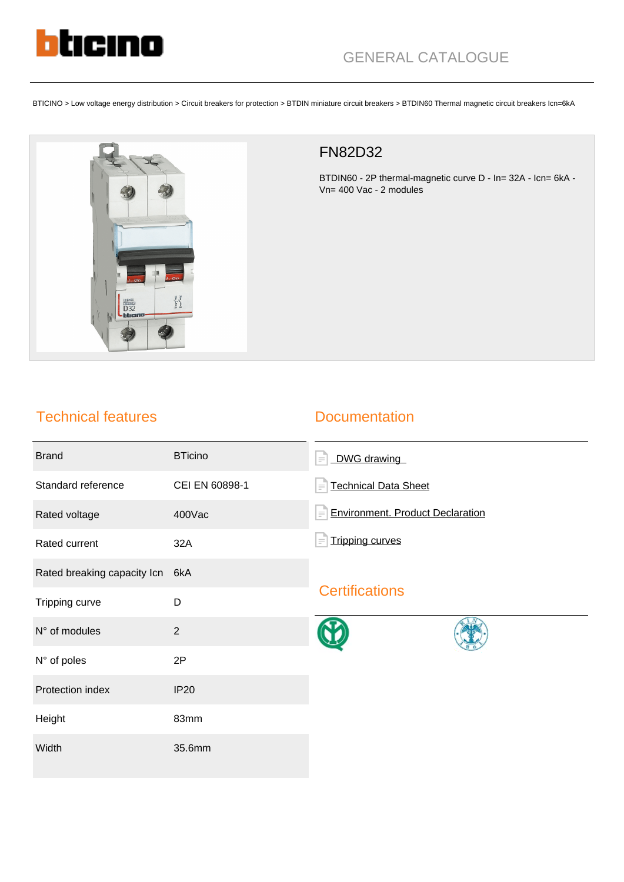GENERAL CATALOGUE

BTICINO > Low voltage energy distribution > Circuit breakers for protection > BTDIN miniature circuit breakers > BTDIN60 Thermal magnetic circuit breakers Icn=6kA

# FN82D32

BTDIN60 - 2P thermal-magnetic curve D - In= 32A - Icn= 6kA - Vn= 400 Vac - 2 modules

## Technical features

| | |
|---|---|
| Brand | BTicino |
| Standard reference | CEI EN 60898-1 |
| Rated voltage | 400Vac |
| Rated current | 32A |
| Rated breaking capacity Icn | 6kA |
| Tripping curve | D |
| N° of modules | 2 |
| N° of poles | 2P |
| Protection index | IP20 |
| Height | 83mm |
| Width | 35.6mm |

## Documentation

- DWG drawing
- Technical Data Sheet
- Environment. Product Declaration
- Tripping curves

## Certifications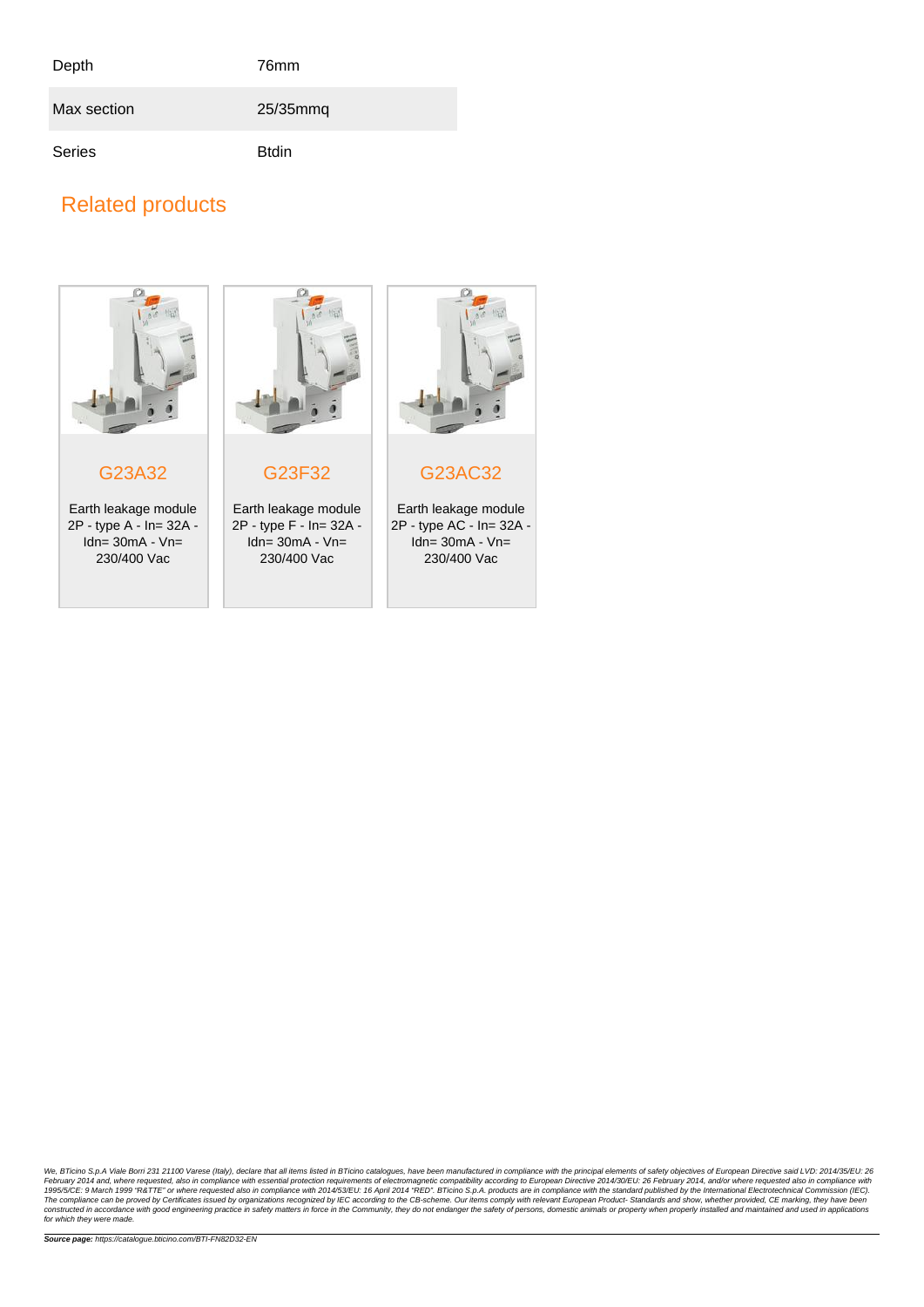| | |
|---|---|
| Depth | 76mm |
| Max section | 25/35mmq |
| Series | Btdin |

## Related products

**G23A32**

Earth leakage module 2P - type A - In= 32A - Idn= 30mA - Vn= 230/400 Vac

**G23F32**

Earth leakage module 2P - type F - In= 32A - Idn= 30mA - Vn= 230/400 Vac

**G23AC32**

Earth leakage module 2P - type AC - In= 32A - Idn= 30mA - Vn= 230/400 Vac

*We, BTicino S.p.A Viale Borri 231 21100 Varese (Italy), declare that all items listed in BTicino catalogues, have been manufactured in compliance with the principal elements of safety objectives of European Directive said LVD: 2014/35/EU: 26 February 2014 and, where requested, also in compliance with essential protection requirements of electromagnetic compatibility according to European Directive 2014/30/EU: 26 February 2014, and/or where requested also in compliance with 1995/5/CE: 9 March 1999 "R&TTE" or where requested also in compliance with 2014/53/EU: 16 April 2014 "RED". BTicino S.p.A. products are in compliance with the standard published by the International Electrotechnical Commission (IEC). The compliance can be proved by Certificates issued by organizations recognized by IEC according to the CB-scheme. Our items comply with relevant European Product- Standards and show, whether provided, CE marking, they have been constructed in accordance with good engineering practice in safety matters in force in the Community, they do not endanger the safety of persons, domestic animals or property when properly installed and maintained and used in applications for which they were made.*

**Source page:** https://catalogue.bticino.com/BTI-FN82D32-EN